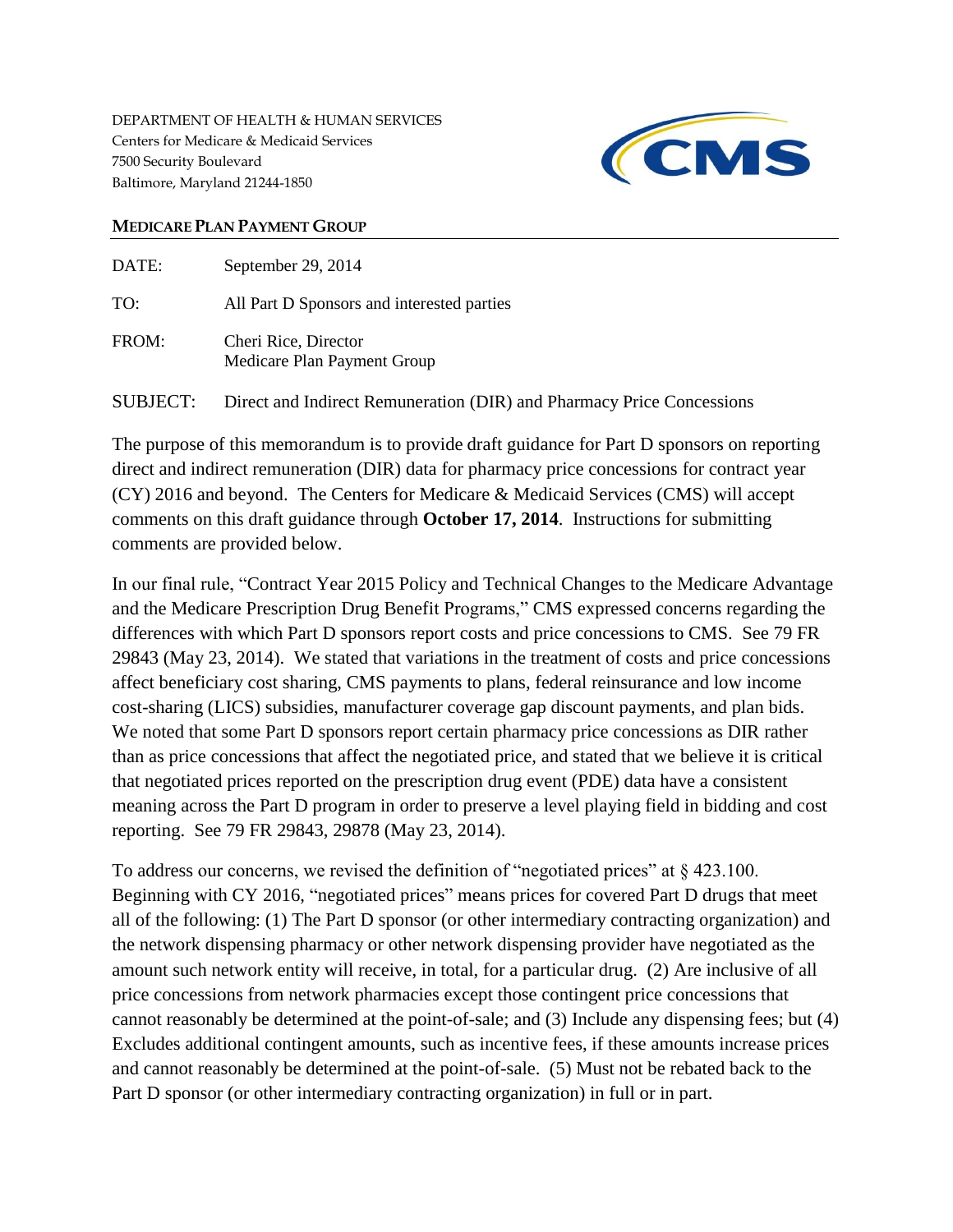DEPARTMENT OF HEALTH & HUMAN SERVICES
Centers for Medicare & Medicaid Services
7500 Security Boulevard
Baltimore, Maryland 21244-1850

**MEDICARE PLAN PAYMENT GROUP**

| | |
|---|---|
| DATE: | September 29, 2014 |
| TO: | All Part D Sponsors and interested parties |
| FROM: | Cheri Rice, Director<br>Medicare Plan Payment Group |
| SUBJECT: | Direct and Indirect Remuneration (DIR) and Pharmacy Price Concessions |

The purpose of this memorandum is to provide draft guidance for Part D sponsors on reporting direct and indirect remuneration (DIR) data for pharmacy price concessions for contract year (CY) 2016 and beyond. The Centers for Medicare & Medicaid Services (CMS) will accept comments on this draft guidance through **October 17, 2014**. Instructions for submitting comments are provided below.

In our final rule, "Contract Year 2015 Policy and Technical Changes to the Medicare Advantage and the Medicare Prescription Drug Benefit Programs," CMS expressed concerns regarding the differences with which Part D sponsors report costs and price concessions to CMS. See 79 FR 29843 (May 23, 2014). We stated that variations in the treatment of costs and price concessions affect beneficiary cost sharing, CMS payments to plans, federal reinsurance and low income cost-sharing (LICS) subsidies, manufacturer coverage gap discount payments, and plan bids. We noted that some Part D sponsors report certain pharmacy price concessions as DIR rather than as price concessions that affect the negotiated price, and stated that we believe it is critical that negotiated prices reported on the prescription drug event (PDE) data have a consistent meaning across the Part D program in order to preserve a level playing field in bidding and cost reporting. See 79 FR 29843, 29878 (May 23, 2014).

To address our concerns, we revised the definition of "negotiated prices" at § 423.100. Beginning with CY 2016, "negotiated prices" means prices for covered Part D drugs that meet all of the following: (1) The Part D sponsor (or other intermediary contracting organization) and the network dispensing pharmacy or other network dispensing provider have negotiated as the amount such network entity will receive, in total, for a particular drug. (2) Are inclusive of all price concessions from network pharmacies except those contingent price concessions that cannot reasonably be determined at the point-of-sale; and (3) Include any dispensing fees; but (4) Excludes additional contingent amounts, such as incentive fees, if these amounts increase prices and cannot reasonably be determined at the point-of-sale. (5) Must not be rebated back to the Part D sponsor (or other intermediary contracting organization) in full or in part.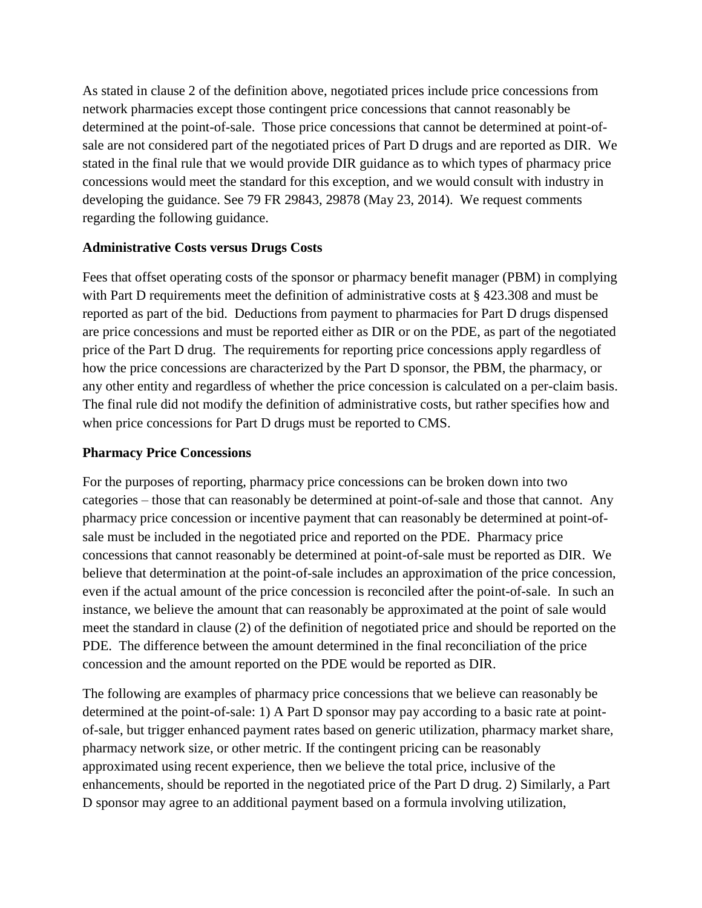As stated in clause 2 of the definition above, negotiated prices include price concessions from network pharmacies except those contingent price concessions that cannot reasonably be determined at the point-of-sale. Those price concessions that cannot be determined at point-of-sale are not considered part of the negotiated prices of Part D drugs and are reported as DIR. We stated in the final rule that we would provide DIR guidance as to which types of pharmacy price concessions would meet the standard for this exception, and we would consult with industry in developing the guidance. See 79 FR 29843, 29878 (May 23, 2014). We request comments regarding the following guidance.

**Administrative Costs versus Drugs Costs**

Fees that offset operating costs of the sponsor or pharmacy benefit manager (PBM) in complying with Part D requirements meet the definition of administrative costs at § 423.308 and must be reported as part of the bid. Deductions from payment to pharmacies for Part D drugs dispensed are price concessions and must be reported either as DIR or on the PDE, as part of the negotiated price of the Part D drug. The requirements for reporting price concessions apply regardless of how the price concessions are characterized by the Part D sponsor, the PBM, the pharmacy, or any other entity and regardless of whether the price concession is calculated on a per-claim basis. The final rule did not modify the definition of administrative costs, but rather specifies how and when price concessions for Part D drugs must be reported to CMS.

**Pharmacy Price Concessions**

For the purposes of reporting, pharmacy price concessions can be broken down into two categories – those that can reasonably be determined at point-of-sale and those that cannot. Any pharmacy price concession or incentive payment that can reasonably be determined at point-of-sale must be included in the negotiated price and reported on the PDE. Pharmacy price concessions that cannot reasonably be determined at point-of-sale must be reported as DIR. We believe that determination at the point-of-sale includes an approximation of the price concession, even if the actual amount of the price concession is reconciled after the point-of-sale. In such an instance, we believe the amount that can reasonably be approximated at the point of sale would meet the standard in clause (2) of the definition of negotiated price and should be reported on the PDE. The difference between the amount determined in the final reconciliation of the price concession and the amount reported on the PDE would be reported as DIR.

The following are examples of pharmacy price concessions that we believe can reasonably be determined at the point-of-sale: 1) A Part D sponsor may pay according to a basic rate at point-of-sale, but trigger enhanced payment rates based on generic utilization, pharmacy market share, pharmacy network size, or other metric. If the contingent pricing can be reasonably approximated using recent experience, then we believe the total price, inclusive of the enhancements, should be reported in the negotiated price of the Part D drug. 2) Similarly, a Part D sponsor may agree to an additional payment based on a formula involving utilization,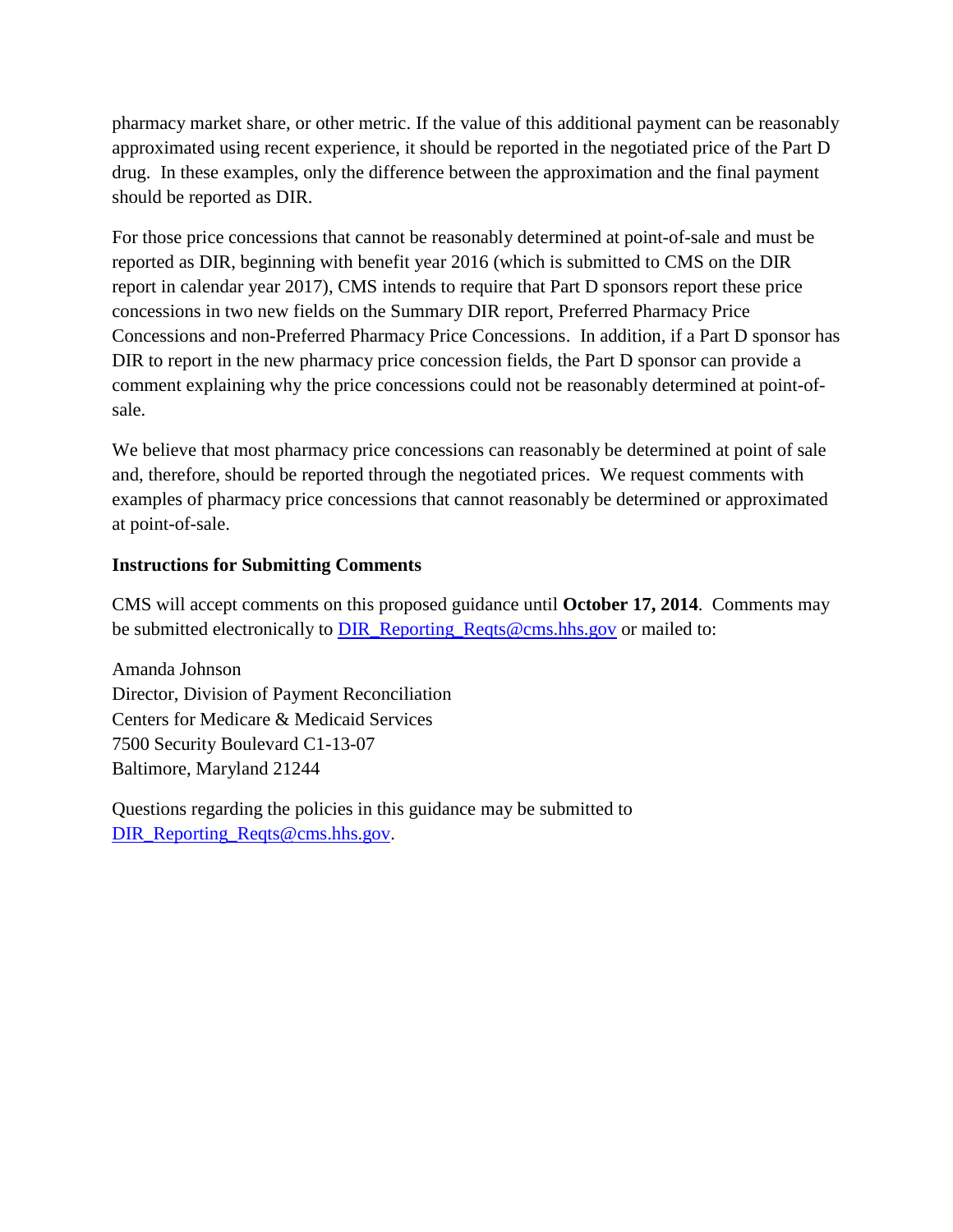pharmacy market share, or other metric. If the value of this additional payment can be reasonably approximated using recent experience, it should be reported in the negotiated price of the Part D drug. In these examples, only the difference between the approximation and the final payment should be reported as DIR.

For those price concessions that cannot be reasonably determined at point-of-sale and must be reported as DIR, beginning with benefit year 2016 (which is submitted to CMS on the DIR report in calendar year 2017), CMS intends to require that Part D sponsors report these price concessions in two new fields on the Summary DIR report, Preferred Pharmacy Price Concessions and non-Preferred Pharmacy Price Concessions. In addition, if a Part D sponsor has DIR to report in the new pharmacy price concession fields, the Part D sponsor can provide a comment explaining why the price concessions could not be reasonably determined at point-of-sale.

We believe that most pharmacy price concessions can reasonably be determined at point of sale and, therefore, should be reported through the negotiated prices. We request comments with examples of pharmacy price concessions that cannot reasonably be determined or approximated at point-of-sale.

**Instructions for Submitting Comments**

CMS will accept comments on this proposed guidance until **October 17, 2014**. Comments may be submitted electronically to DIR_Reporting_Reqts@cms.hhs.gov or mailed to:

Amanda Johnson
Director, Division of Payment Reconciliation
Centers for Medicare & Medicaid Services
7500 Security Boulevard C1-13-07
Baltimore, Maryland 21244

Questions regarding the policies in this guidance may be submitted to DIR_Reporting_Reqts@cms.hhs.gov.